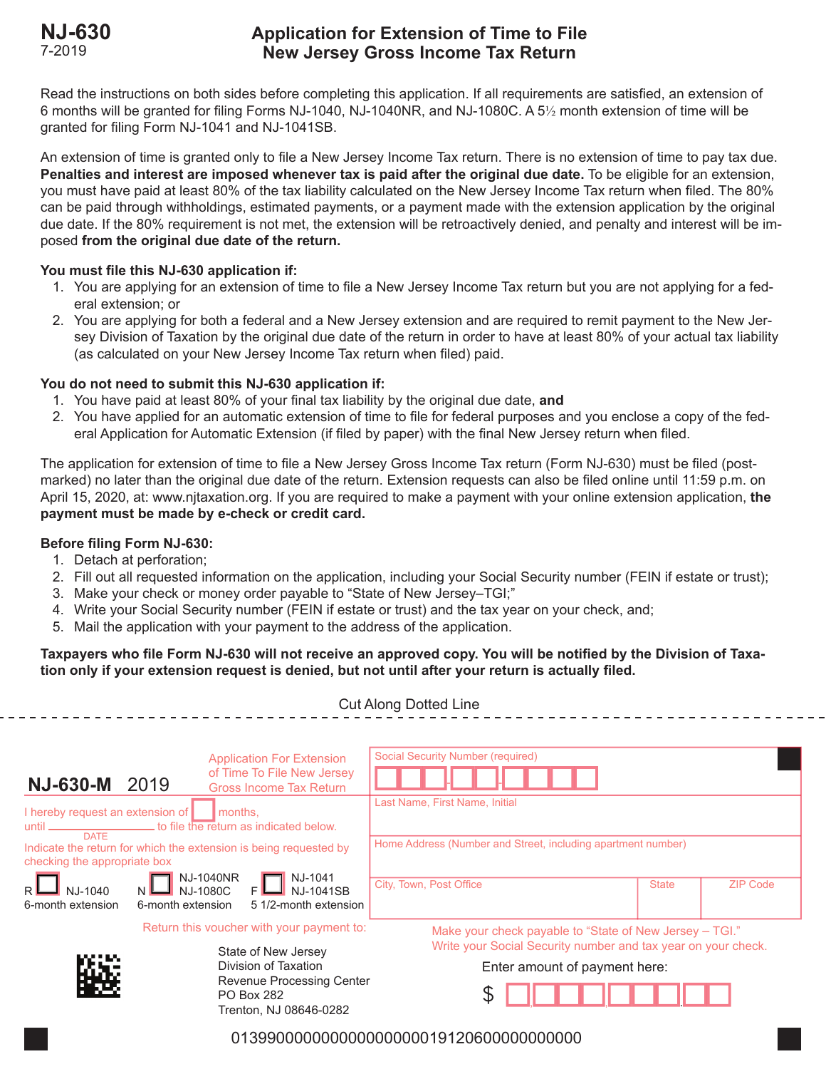**NJ-630**
7-2019

# Application for Extension of Time to File New Jersey Gross Income Tax Return

Read the instructions on both sides before completing this application. If all requirements are satisfied, an extension of 6 months will be granted for filing Forms NJ-1040, NJ-1040NR, and NJ-1080C. A 5½ month extension of time will be granted for filing Form NJ-1041 and NJ-1041SB.

An extension of time is granted only to file a New Jersey Income Tax return. There is no extension of time to pay tax due. **Penalties and interest are imposed whenever tax is paid after the original due date.** To be eligible for an extension, you must have paid at least 80% of the tax liability calculated on the New Jersey Income Tax return when filed. The 80% can be paid through withholdings, estimated payments, or a payment made with the extension application by the original due date. If the 80% requirement is not met, the extension will be retroactively denied, and penalty and interest will be imposed **from the original due date of the return.**

**You must file this NJ-630 application if:**

1. You are applying for an extension of time to file a New Jersey Income Tax return but you are not applying for a federal extension; or
2. You are applying for both a federal and a New Jersey extension and are required to remit payment to the New Jersey Division of Taxation by the original due date of the return in order to have at least 80% of your actual tax liability (as calculated on your New Jersey Income Tax return when filed) paid.

**You do not need to submit this NJ-630 application if:**

1. You have paid at least 80% of your final tax liability by the original due date, **and**
2. You have applied for an automatic extension of time to file for federal purposes and you enclose a copy of the federal Application for Automatic Extension (if filed by paper) with the final New Jersey return when filed.

The application for extension of time to file a New Jersey Gross Income Tax return (Form NJ-630) must be filed (postmarked) no later than the original due date of the return. Extension requests can also be filed online until 11:59 p.m. on April 15, 2020, at: www.njtaxation.org. If you are required to make a payment with your online extension application, **the payment must be made by e-check or credit card.**

**Before filing Form NJ-630:**

1. Detach at perforation;
2. Fill out all requested information on the application, including your Social Security number (FEIN if estate or trust);
3. Make your check or money order payable to "State of New Jersey–TGI;"
4. Write your Social Security number (FEIN if estate or trust) and the tax year on your check, and;
5. Mail the application with your payment to the address of the application.

**Taxpayers who file Form NJ-630 will not receive an approved copy. You will be notified by the Division of Taxation only if your extension request is denied, but not until after your return is actually filed.**

Cut Along Dotted Line

---

**NJ-630-M** 2019 — Application For Extension of Time To File New Jersey Gross Income Tax Return

Social Security Number (required) ___-__-____

Last Name, First Name, Initial

Home Address (Number and Street, including apartment number)

| City, Town, Post Office | State | ZIP Code |
| --- | --- | --- |
| | | |

I hereby request an extension of ☐ months, until ____________ (DATE) to file the return as indicated below.

Indicate the return for which the extension is being requested by checking the appropriate box

R ☐ NJ-1040 — 6-month extension
N ☐ NJ-1040NR / NJ-1080C — 6-month extension
F ☐ NJ-1041 / NJ-1041SB — 5 1/2-month extension

Return this voucher with your payment to:

State of New Jersey
Division of Taxation
Revenue Processing Center
PO Box 282
Trenton, NJ 08646-0282

Make your check payable to "State of New Jersey – TGI."
Write your Social Security number and tax year on your check.

Enter amount of payment here:

$ ___,___,___.__

01399000000000000000019120600000000000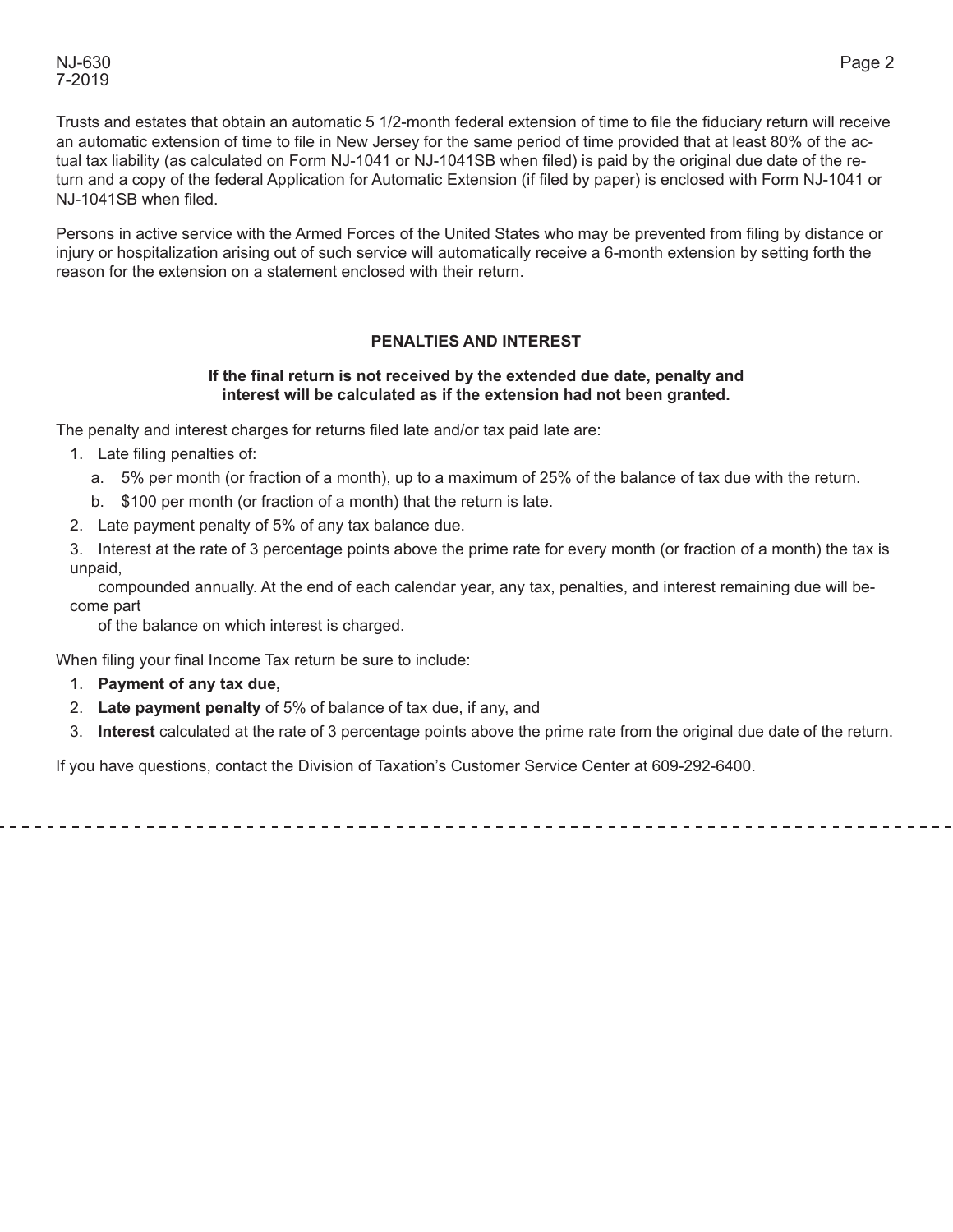Trusts and estates that obtain an automatic 5 1/2-month federal extension of time to file the fiduciary return will receive an automatic extension of time to file in New Jersey for the same period of time provided that at least 80% of the actual tax liability (as calculated on Form NJ-1041 or NJ-1041SB when filed) is paid by the original due date of the return and a copy of the federal Application for Automatic Extension (if filed by paper) is enclosed with Form NJ-1041 or NJ-1041SB when filed.

Persons in active service with the Armed Forces of the United States who may be prevented from filing by distance or injury or hospitalization arising out of such service will automatically receive a 6-month extension by setting forth the reason for the extension on a statement enclosed with their return.

## PENALTIES AND INTEREST

**If the final return is not received by the extended due date, penalty and interest will be calculated as if the extension had not been granted.**

The penalty and interest charges for returns filed late and/or tax paid late are:

1. Late filing penalties of:
   a. 5% per month (or fraction of a month), up to a maximum of 25% of the balance of tax due with the return.
   b. $100 per month (or fraction of a month) that the return is late.
2. Late payment penalty of 5% of any tax balance due.
3. Interest at the rate of 3 percentage points above the prime rate for every month (or fraction of a month) the tax is unpaid, compounded annually. At the end of each calendar year, any tax, penalties, and interest remaining due will become part of the balance on which interest is charged.

When filing your final Income Tax return be sure to include:

1. **Payment of any tax due,**
2. **Late payment penalty** of 5% of balance of tax due, if any, and
3. **Interest** calculated at the rate of 3 percentage points above the prime rate from the original due date of the return.

If you have questions, contact the Division of Taxation's Customer Service Center at 609-292-6400.